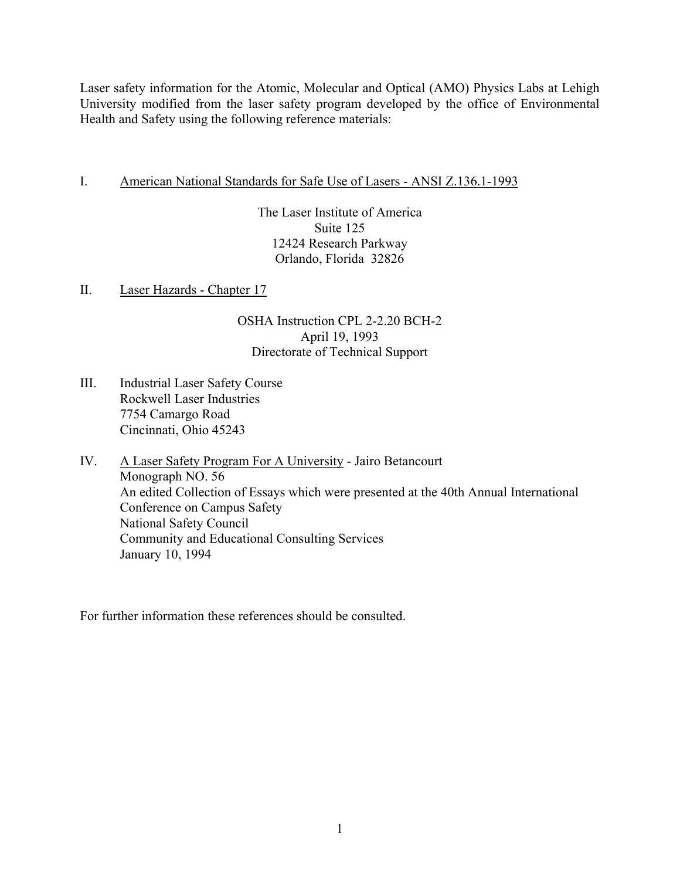Laser safety information for the Atomic, Molecular and Optical (AMO) Physics Labs at Lehigh University modified from the laser safety program developed by the office of Environmental Health and Safety using the following reference materials:

I. American National Standards for Safe Use of Lasers - ANSI Z.136.1-1993

The Laser Institute of America
Suite 125
12424 Research Parkway
Orlando, Florida 32826

II. Laser Hazards - Chapter 17

OSHA Instruction CPL 2-2.20 BCH-2
April 19, 1993
Directorate of Technical Support

III. Industrial Laser Safety Course
Rockwell Laser Industries
7754 Camargo Road
Cincinnati, Ohio 45243

IV. A Laser Safety Program For A University - Jairo Betancourt
Monograph NO. 56
An edited Collection of Essays which were presented at the 40th Annual International Conference on Campus Safety
National Safety Council
Community and Educational Consulting Services
January 10, 1994

For further information these references should be consulted.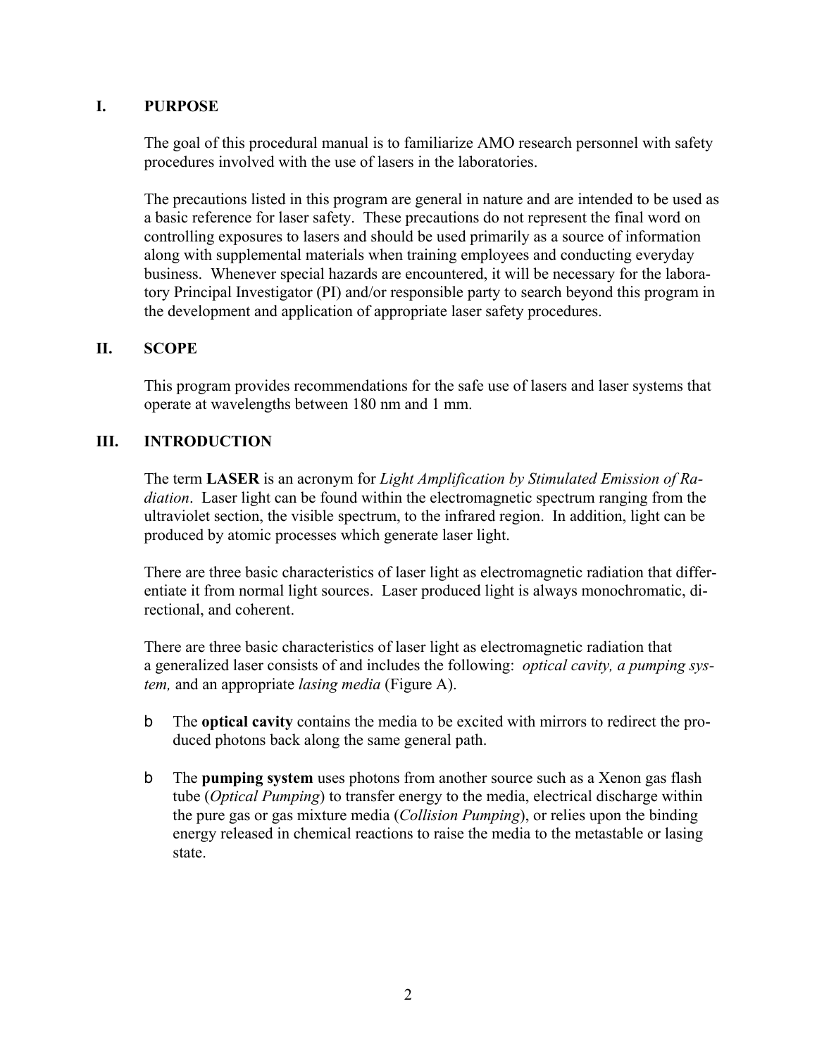## I. PURPOSE

The goal of this procedural manual is to familiarize AMO research personnel with safety procedures involved with the use of lasers in the laboratories.

The precautions listed in this program are general in nature and are intended to be used as a basic reference for laser safety. These precautions do not represent the final word on controlling exposures to lasers and should be used primarily as a source of information along with supplemental materials when training employees and conducting everyday business. Whenever special hazards are encountered, it will be necessary for the laboratory Principal Investigator (PI) and/or responsible party to search beyond this program in the development and application of appropriate laser safety procedures.

## II. SCOPE

This program provides recommendations for the safe use of lasers and laser systems that operate at wavelengths between 180 nm and 1 mm.

## III. INTRODUCTION

The term **LASER** is an acronym for *Light Amplification by Stimulated Emission of Radiation*. Laser light can be found within the electromagnetic spectrum ranging from the ultraviolet section, the visible spectrum, to the infrared region. In addition, light can be produced by atomic processes which generate laser light.

There are three basic characteristics of laser light as electromagnetic radiation that differentiate it from normal light sources. Laser produced light is always monochromatic, directional, and coherent.

There are three basic characteristics of laser light as electromagnetic radiation that a generalized laser consists of and includes the following: *optical cavity, a pumping system,* and an appropriate *lasing media* (Figure A).

- The **optical cavity** contains the media to be excited with mirrors to redirect the produced photons back along the same general path.
- The **pumping system** uses photons from another source such as a Xenon gas flash tube (*Optical Pumping*) to transfer energy to the media, electrical discharge within the pure gas or gas mixture media (*Collision Pumping*), or relies upon the binding energy released in chemical reactions to raise the media to the metastable or lasing state.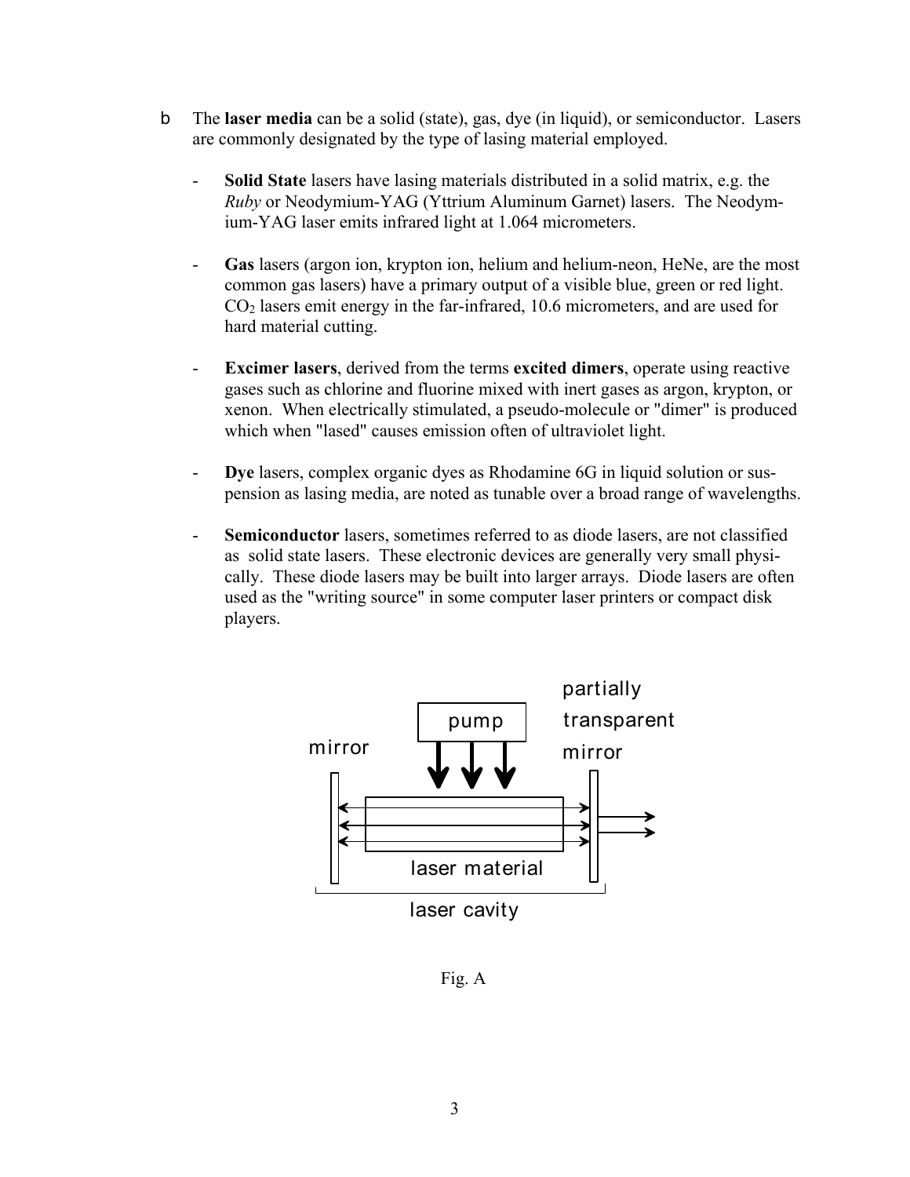b The **laser media** can be a solid (state), gas, dye (in liquid), or semiconductor. Lasers are commonly designated by the type of lasing material employed.

- **Solid State** lasers have lasing materials distributed in a solid matrix, e.g. the *Ruby* or Neodymium-YAG (Yttrium Aluminum Garnet) lasers. The Neodymium-YAG laser emits infrared light at 1.064 micrometers.

- **Gas** lasers (argon ion, krypton ion, helium and helium-neon, HeNe, are the most common gas lasers) have a primary output of a visible blue, green or red light. $CO_2$ lasers emit energy in the far-infrared, 10.6 micrometers, and are used for hard material cutting.

- **Excimer lasers**, derived from the terms **excited dimers**, operate using reactive gases such as chlorine and fluorine mixed with inert gases as argon, krypton, or xenon. When electrically stimulated, a pseudo-molecule or "dimer" is produced which when "lased" causes emission often of ultraviolet light.

- **Dye** lasers, complex organic dyes as Rhodamine 6G in liquid solution or suspension as lasing media, are noted as tunable over a broad range of wavelengths.

- **Semiconductor** lasers, sometimes referred to as diode lasers, are not classified as solid state lasers. These electronic devices are generally very small physically. These diode lasers may be built into larger arrays. Diode lasers are often used as the "writing source" in some computer laser printers or compact disk players.

mirror | pump | partially transparent mirror | laser material | laser cavity

Fig. A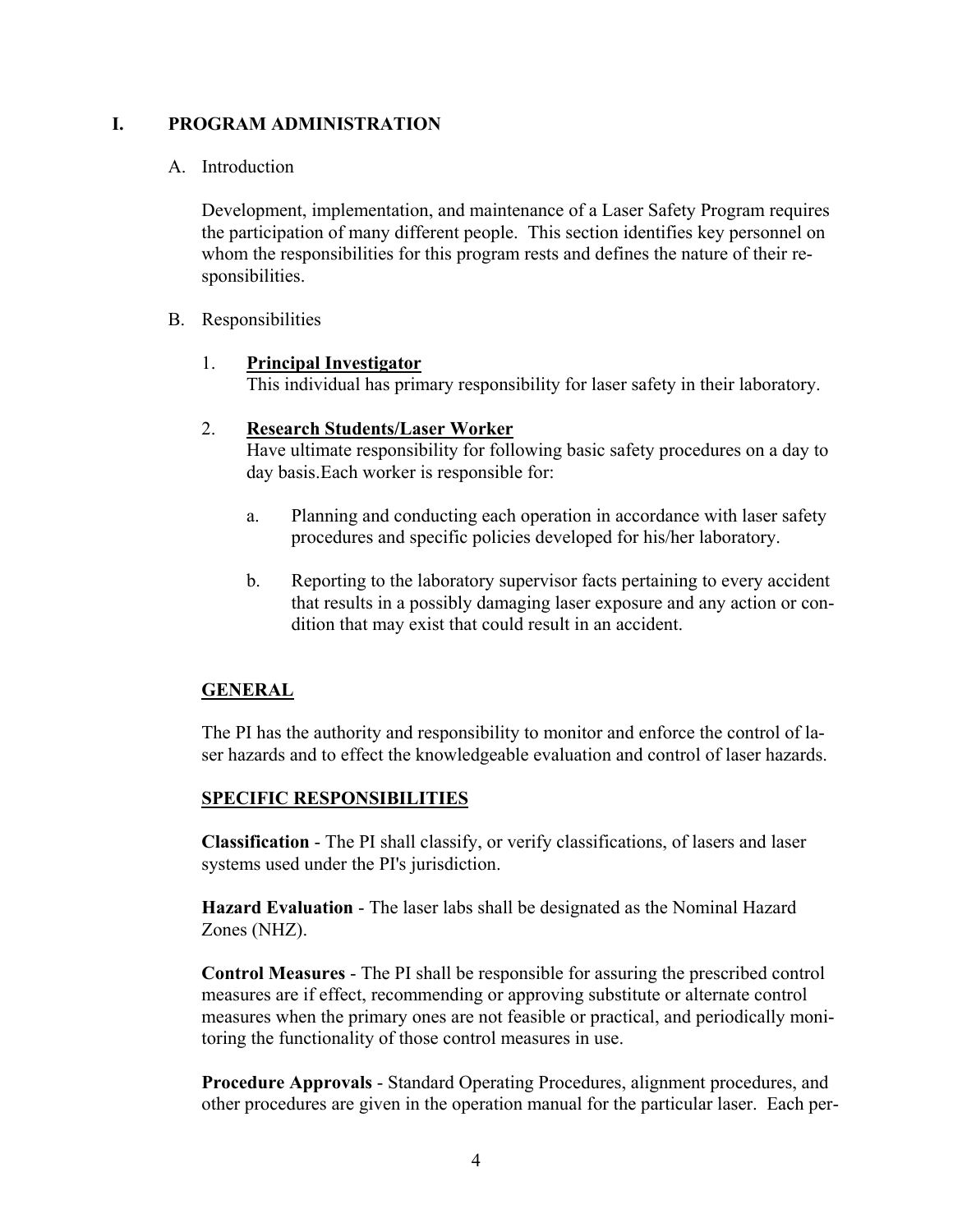# I. PROGRAM ADMINISTRATION

A. Introduction

Development, implementation, and maintenance of a Laser Safety Program requires the participation of many different people. This section identifies key personnel on whom the responsibilities for this program rests and defines the nature of their responsibilities.

B. Responsibilities

1. **Principal Investigator**
   This individual has primary responsibility for laser safety in their laboratory.

2. **Research Students/Laser Worker**
   Have ultimate responsibility for following basic safety procedures on a day to day basis.Each worker is responsible for:

   a. Planning and conducting each operation in accordance with laser safety procedures and specific policies developed for his/her laboratory.

   b. Reporting to the laboratory supervisor facts pertaining to every accident that results in a possibly damaging laser exposure and any action or condition that may exist that could result in an accident.

**GENERAL**

The PI has the authority and responsibility to monitor and enforce the control of laser hazards and to effect the knowledgeable evaluation and control of laser hazards.

**SPECIFIC RESPONSIBILITIES**

**Classification** - The PI shall classify, or verify classifications, of lasers and laser systems used under the PI's jurisdiction.

**Hazard Evaluation** - The laser labs shall be designated as the Nominal Hazard Zones (NHZ).

**Control Measures** - The PI shall be responsible for assuring the prescribed control measures are if effect, recommending or approving substitute or alternate control measures when the primary ones are not feasible or practical, and periodically monitoring the functionality of those control measures in use.

**Procedure Approvals** - Standard Operating Procedures, alignment procedures, and other procedures are given in the operation manual for the particular laser. Each per-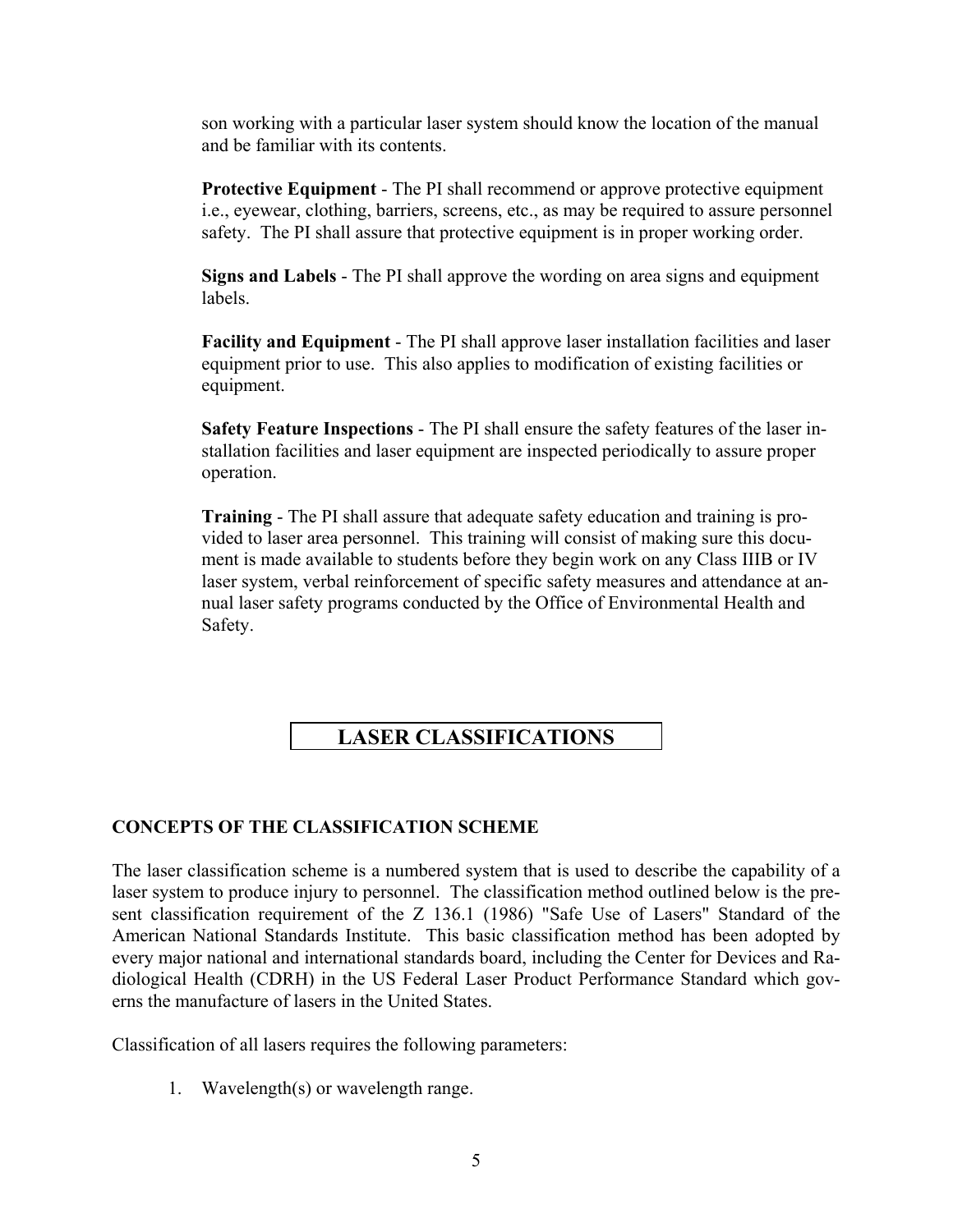son working with a particular laser system should know the location of the manual and be familiar with its contents.

**Protective Equipment** - The PI shall recommend or approve protective equipment i.e., eyewear, clothing, barriers, screens, etc., as may be required to assure personnel safety. The PI shall assure that protective equipment is in proper working order.

**Signs and Labels** - The PI shall approve the wording on area signs and equipment labels.

**Facility and Equipment** - The PI shall approve laser installation facilities and laser equipment prior to use. This also applies to modification of existing facilities or equipment.

**Safety Feature Inspections** - The PI shall ensure the safety features of the laser installation facilities and laser equipment are inspected periodically to assure proper operation.

**Training** - The PI shall assure that adequate safety education and training is provided to laser area personnel. This training will consist of making sure this document is made available to students before they begin work on any Class IIIB or IV laser system, verbal reinforcement of specific safety measures and attendance at annual laser safety programs conducted by the Office of Environmental Health and Safety.

# LASER CLASSIFICATIONS

## CONCEPTS OF THE CLASSIFICATION SCHEME

The laser classification scheme is a numbered system that is used to describe the capability of a laser system to produce injury to personnel. The classification method outlined below is the present classification requirement of the Z 136.1 (1986) "Safe Use of Lasers" Standard of the American National Standards Institute. This basic classification method has been adopted by every major national and international standards board, including the Center for Devices and Radiological Health (CDRH) in the US Federal Laser Product Performance Standard which governs the manufacture of lasers in the United States.

Classification of all lasers requires the following parameters:

1. Wavelength(s) or wavelength range.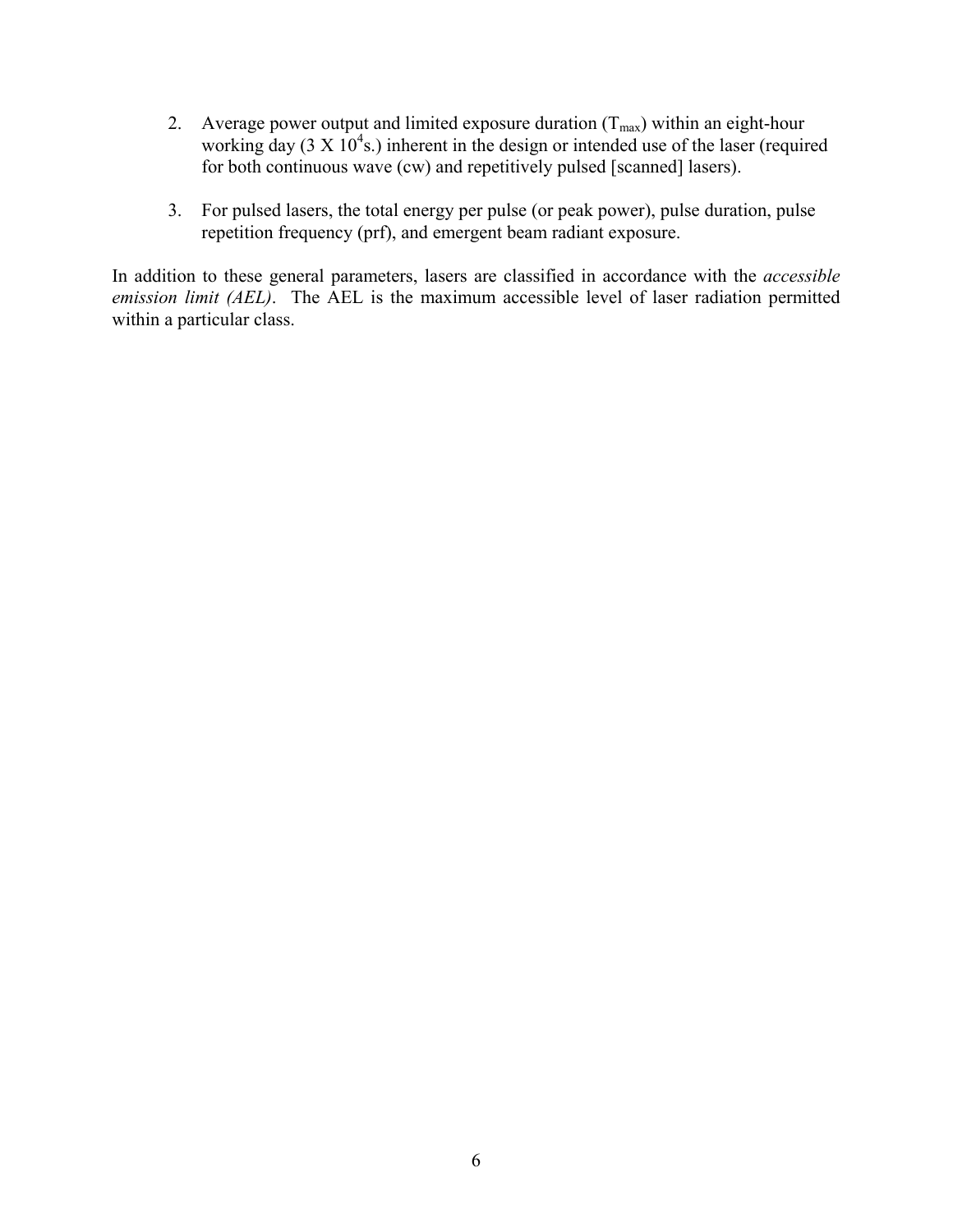2. Average power output and limited exposure duration ($T_{max}$) within an eight-hour working day (3 X $10^4$s.) inherent in the design or intended use of the laser (required for both continuous wave (cw) and repetitively pulsed [scanned] lasers).

3. For pulsed lasers, the total energy per pulse (or peak power), pulse duration, pulse repetition frequency (prf), and emergent beam radiant exposure.

In addition to these general parameters, lasers are classified in accordance with the *accessible emission limit (AEL)*. The AEL is the maximum accessible level of laser radiation permitted within a particular class.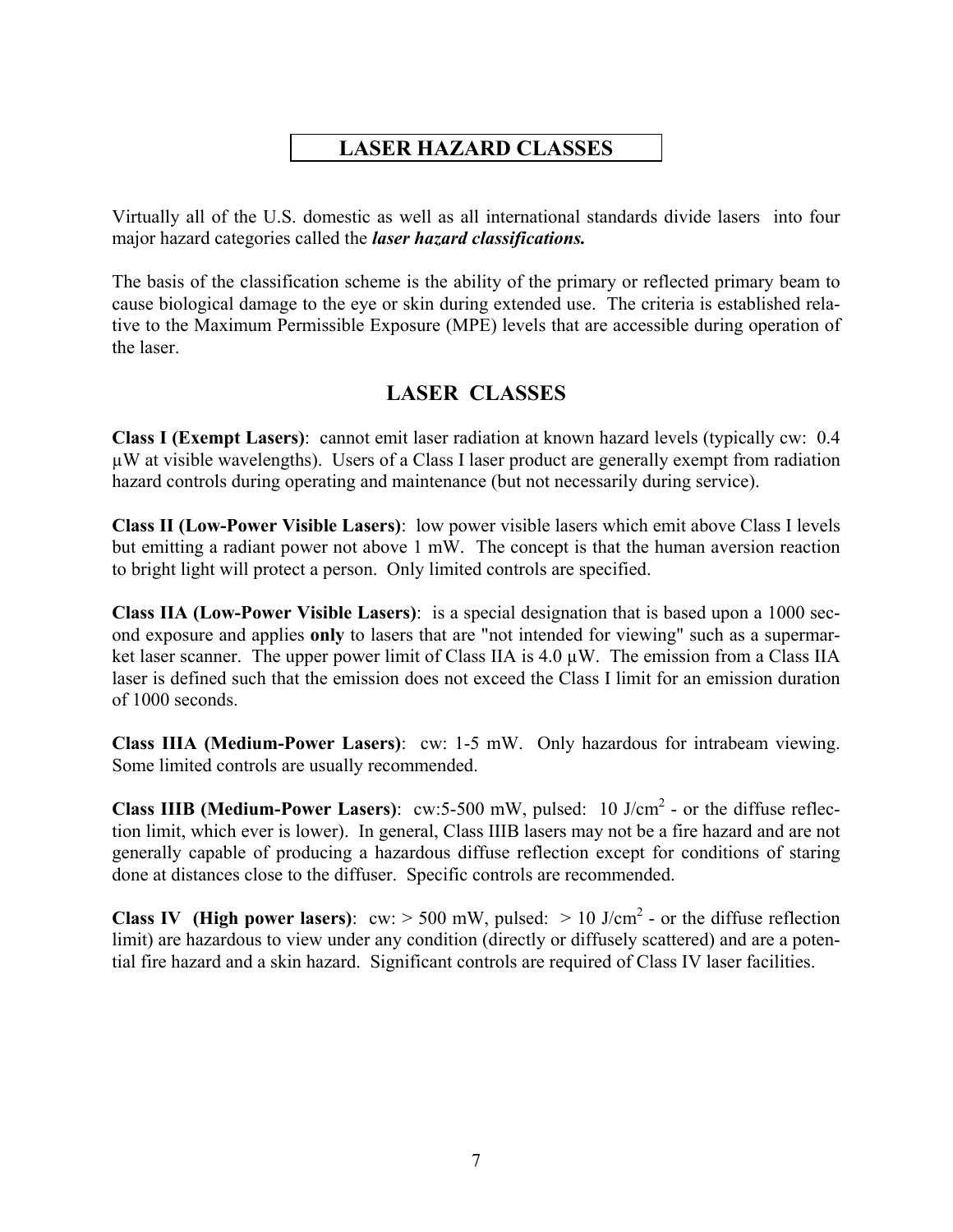# LASER HAZARD CLASSES

Virtually all of the U.S. domestic as well as all international standards divide lasers into four major hazard categories called the ***laser hazard classifications.***

The basis of the classification scheme is the ability of the primary or reflected primary beam to cause biological damage to the eye or skin during extended use. The criteria is established relative to the Maximum Permissible Exposure (MPE) levels that are accessible during operation of the laser.

## LASER CLASSES

**Class I (Exempt Lasers)**: cannot emit laser radiation at known hazard levels (typically cw: 0.4 µW at visible wavelengths). Users of a Class I laser product are generally exempt from radiation hazard controls during operating and maintenance (but not necessarily during service).

**Class II (Low-Power Visible Lasers)**: low power visible lasers which emit above Class I levels but emitting a radiant power not above 1 mW. The concept is that the human aversion reaction to bright light will protect a person. Only limited controls are specified.

**Class IIA (Low-Power Visible Lasers)**: is a special designation that is based upon a 1000 second exposure and applies **only** to lasers that are "not intended for viewing" such as a supermarket laser scanner. The upper power limit of Class IIA is 4.0 µW. The emission from a Class IIA laser is defined such that the emission does not exceed the Class I limit for an emission duration of 1000 seconds.

**Class IIIA (Medium-Power Lasers)**: cw: 1-5 mW. Only hazardous for intrabeam viewing. Some limited controls are usually recommended.

**Class IIIB (Medium-Power Lasers)**: cw:5-500 mW, pulsed: 10 J/cm$^2$ - or the diffuse reflection limit, which ever is lower). In general, Class IIIB lasers may not be a fire hazard and are not generally capable of producing a hazardous diffuse reflection except for conditions of staring done at distances close to the diffuser. Specific controls are recommended.

**Class IV (High power lasers)**: cw: > 500 mW, pulsed: > 10 J/cm$^2$ - or the diffuse reflection limit) are hazardous to view under any condition (directly or diffusely scattered) and are a potential fire hazard and a skin hazard. Significant controls are required of Class IV laser facilities.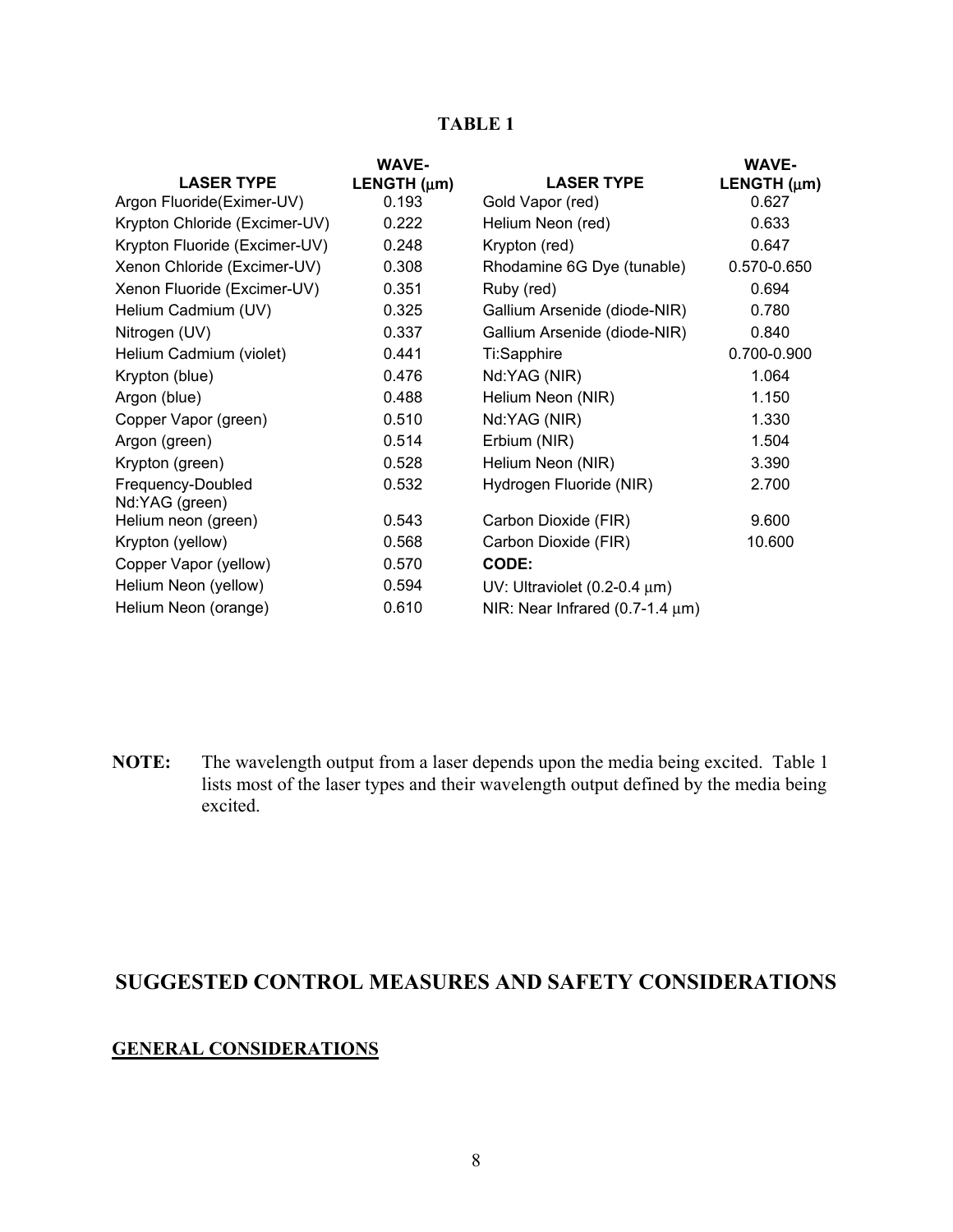**TABLE 1**

| LASER TYPE | WAVE-LENGTH (μm) | LASER TYPE | WAVE-LENGTH (μm) |
|---|---|---|---|
| Argon Fluoride(Eximer-UV) | 0.193 | Gold Vapor (red) | 0.627 |
| Krypton Chloride (Excimer-UV) | 0.222 | Helium Neon (red) | 0.633 |
| Krypton Fluoride (Excimer-UV) | 0.248 | Krypton (red) | 0.647 |
| Xenon Chloride (Excimer-UV) | 0.308 | Rhodamine 6G Dye (tunable) | 0.570-0.650 |
| Xenon Fluoride (Excimer-UV) | 0.351 | Ruby (red) | 0.694 |
| Helium Cadmium (UV) | 0.325 | Gallium Arsenide (diode-NIR) | 0.780 |
| Nitrogen (UV) | 0.337 | Gallium Arsenide (diode-NIR) | 0.840 |
| Helium Cadmium (violet) | 0.441 | Ti:Sapphire | 0.700-0.900 |
| Krypton (blue) | 0.476 | Nd:YAG (NIR) | 1.064 |
| Argon (blue) | 0.488 | Helium Neon (NIR) | 1.150 |
| Copper Vapor (green) | 0.510 | Nd:YAG (NIR) | 1.330 |
| Argon (green) | 0.514 | Erbium (NIR) | 1.504 |
| Krypton (green) | 0.528 | Helium Neon (NIR) | 3.390 |
| Frequency-Doubled Nd:YAG (green) | 0.532 | Hydrogen Fluoride (NIR) | 2.700 |
| Helium neon (green) | 0.543 | Carbon Dioxide (FIR) | 9.600 |
| Krypton (yellow) | 0.568 | Carbon Dioxide (FIR) | 10.600 |
| Copper Vapor (yellow) | 0.570 | **CODE:** | |
| Helium Neon (yellow) | 0.594 | UV: Ultraviolet (0.2-0.4 μm) | |
| Helium Neon (orange) | 0.610 | NIR: Near Infrared (0.7-1.4 μm) | |

**NOTE:** The wavelength output from a laser depends upon the media being excited. Table 1 lists most of the laser types and their wavelength output defined by the media being excited.

## SUGGESTED CONTROL MEASURES AND SAFETY CONSIDERATIONS

### GENERAL CONSIDERATIONS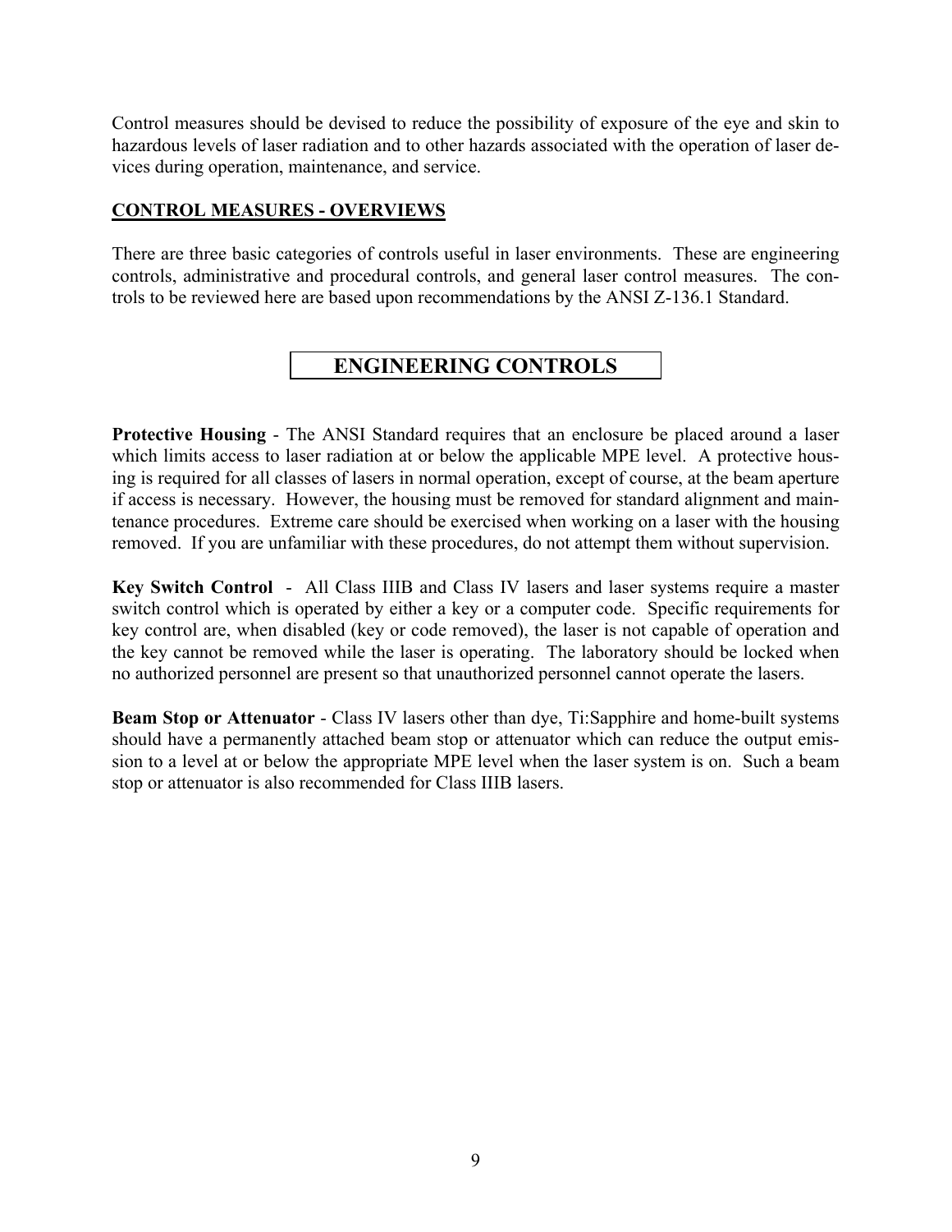Control measures should be devised to reduce the possibility of exposure of the eye and skin to hazardous levels of laser radiation and to other hazards associated with the operation of laser devices during operation, maintenance, and service.

## CONTROL MEASURES - OVERVIEWS

There are three basic categories of controls useful in laser environments. These are engineering controls, administrative and procedural controls, and general laser control measures. The controls to be reviewed here are based upon recommendations by the ANSI Z-136.1 Standard.

# ENGINEERING CONTROLS

**Protective Housing** - The ANSI Standard requires that an enclosure be placed around a laser which limits access to laser radiation at or below the applicable MPE level. A protective housing is required for all classes of lasers in normal operation, except of course, at the beam aperture if access is necessary. However, the housing must be removed for standard alignment and maintenance procedures. Extreme care should be exercised when working on a laser with the housing removed. If you are unfamiliar with these procedures, do not attempt them without supervision.

**Key Switch Control** - All Class IIIB and Class IV lasers and laser systems require a master switch control which is operated by either a key or a computer code. Specific requirements for key control are, when disabled (key or code removed), the laser is not capable of operation and the key cannot be removed while the laser is operating. The laboratory should be locked when no authorized personnel are present so that unauthorized personnel cannot operate the lasers.

**Beam Stop or Attenuator** - Class IV lasers other than dye, Ti:Sapphire and home-built systems should have a permanently attached beam stop or attenuator which can reduce the output emission to a level at or below the appropriate MPE level when the laser system is on. Such a beam stop or attenuator is also recommended for Class IIIB lasers.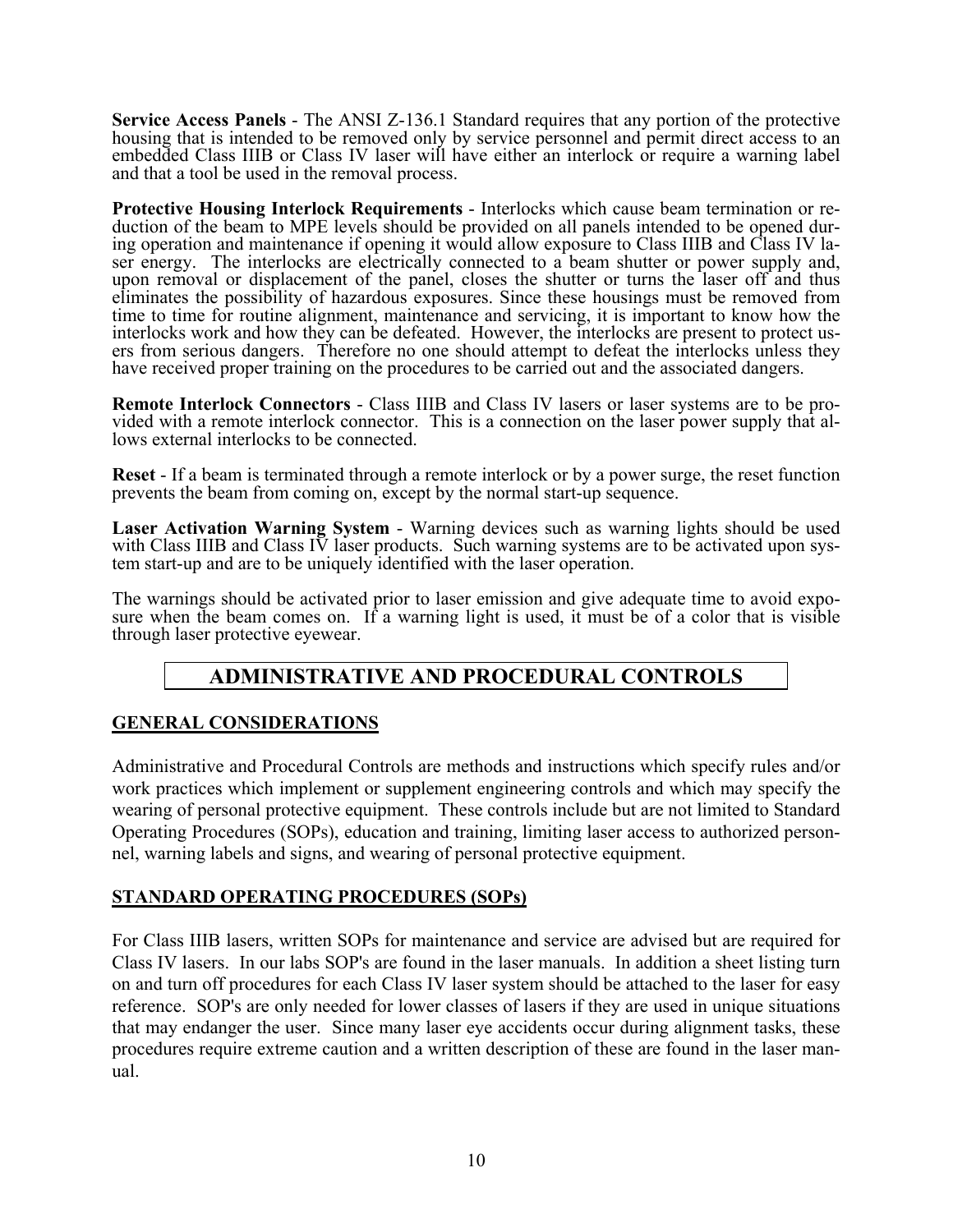**Service Access Panels** - The ANSI Z-136.1 Standard requires that any portion of the protective housing that is intended to be removed only by service personnel and permit direct access to an embedded Class IIIB or Class IV laser will have either an interlock or require a warning label and that a tool be used in the removal process.

**Protective Housing Interlock Requirements** - Interlocks which cause beam termination or reduction of the beam to MPE levels should be provided on all panels intended to be opened during operation and maintenance if opening it would allow exposure to Class IIIB and Class IV laser energy. The interlocks are electrically connected to a beam shutter or power supply and, upon removal or displacement of the panel, closes the shutter or turns the laser off and thus eliminates the possibility of hazardous exposures. Since these housings must be removed from time to time for routine alignment, maintenance and servicing, it is important to know how the interlocks work and how they can be defeated. However, the interlocks are present to protect users from serious dangers. Therefore no one should attempt to defeat the interlocks unless they have received proper training on the procedures to be carried out and the associated dangers.

**Remote Interlock Connectors** - Class IIIB and Class IV lasers or laser systems are to be provided with a remote interlock connector. This is a connection on the laser power supply that allows external interlocks to be connected.

**Reset** - If a beam is terminated through a remote interlock or by a power surge, the reset function prevents the beam from coming on, except by the normal start-up sequence.

**Laser Activation Warning System** - Warning devices such as warning lights should be used with Class IIIB and Class IV laser products. Such warning systems are to be activated upon system start-up and are to be uniquely identified with the laser operation.

The warnings should be activated prior to laser emission and give adequate time to avoid exposure when the beam comes on. If a warning light is used, it must be of a color that is visible through laser protective eyewear.

# ADMINISTRATIVE AND PROCEDURAL CONTROLS

## GENERAL CONSIDERATIONS

Administrative and Procedural Controls are methods and instructions which specify rules and/or work practices which implement or supplement engineering controls and which may specify the wearing of personal protective equipment. These controls include but are not limited to Standard Operating Procedures (SOPs), education and training, limiting laser access to authorized personnel, warning labels and signs, and wearing of personal protective equipment.

## STANDARD OPERATING PROCEDURES (SOPs)

For Class IIIB lasers, written SOPs for maintenance and service are advised but are required for Class IV lasers. In our labs SOP's are found in the laser manuals. In addition a sheet listing turn on and turn off procedures for each Class IV laser system should be attached to the laser for easy reference. SOP's are only needed for lower classes of lasers if they are used in unique situations that may endanger the user. Since many laser eye accidents occur during alignment tasks, these procedures require extreme caution and a written description of these are found in the laser manual.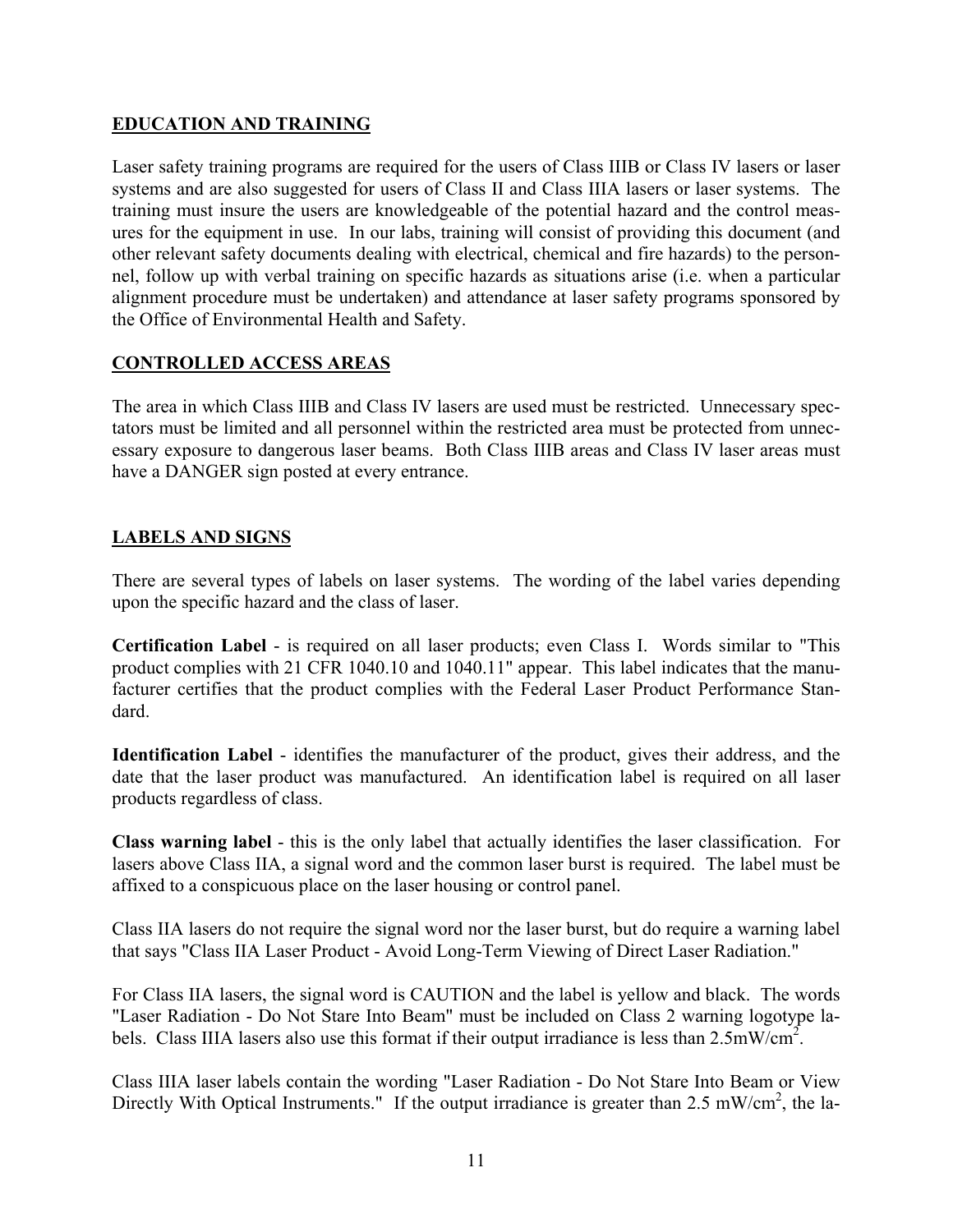## EDUCATION AND TRAINING

Laser safety training programs are required for the users of Class IIIB or Class IV lasers or laser systems and are also suggested for users of Class II and Class IIIA lasers or laser systems. The training must insure the users are knowledgeable of the potential hazard and the control measures for the equipment in use. In our labs, training will consist of providing this document (and other relevant safety documents dealing with electrical, chemical and fire hazards) to the personnel, follow up with verbal training on specific hazards as situations arise (i.e. when a particular alignment procedure must be undertaken) and attendance at laser safety programs sponsored by the Office of Environmental Health and Safety.

## CONTROLLED ACCESS AREAS

The area in which Class IIIB and Class IV lasers are used must be restricted. Unnecessary spectators must be limited and all personnel within the restricted area must be protected from unnecessary exposure to dangerous laser beams. Both Class IIIB areas and Class IV laser areas must have a DANGER sign posted at every entrance.

## LABELS AND SIGNS

There are several types of labels on laser systems. The wording of the label varies depending upon the specific hazard and the class of laser.

**Certification Label** - is required on all laser products; even Class I. Words similar to "This product complies with 21 CFR 1040.10 and 1040.11" appear. This label indicates that the manufacturer certifies that the product complies with the Federal Laser Product Performance Standard.

**Identification Label** - identifies the manufacturer of the product, gives their address, and the date that the laser product was manufactured. An identification label is required on all laser products regardless of class.

**Class warning label** - this is the only label that actually identifies the laser classification. For lasers above Class IIA, a signal word and the common laser burst is required. The label must be affixed to a conspicuous place on the laser housing or control panel.

Class IIA lasers do not require the signal word nor the laser burst, but do require a warning label that says "Class IIA Laser Product - Avoid Long-Term Viewing of Direct Laser Radiation."

For Class IIA lasers, the signal word is CAUTION and the label is yellow and black. The words "Laser Radiation - Do Not Stare Into Beam" must be included on Class 2 warning logotype labels. Class IIIA lasers also use this format if their output irradiance is less than $2.5 mW/cm^2$.

Class IIIA laser labels contain the wording "Laser Radiation - Do Not Stare Into Beam or View Directly With Optical Instruments." If the output irradiance is greater than $2.5 mW/cm^2$, the la-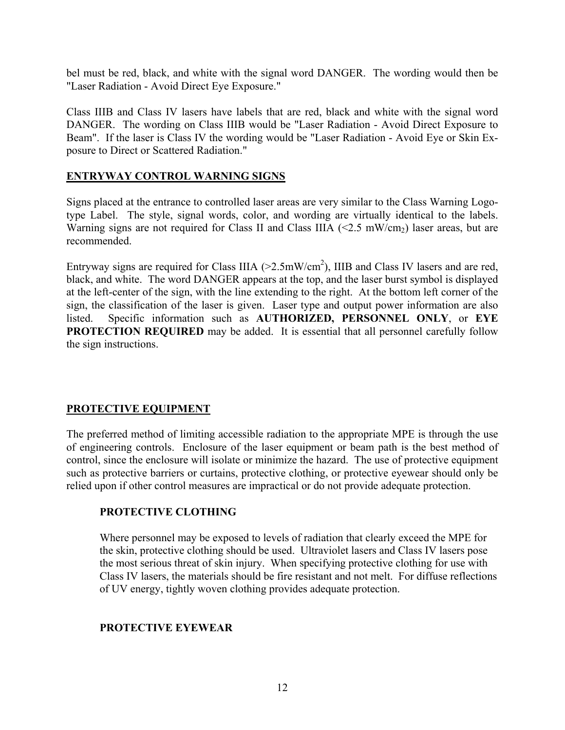bel must be red, black, and white with the signal word DANGER. The wording would then be "Laser Radiation - Avoid Direct Eye Exposure."

Class IIIB and Class IV lasers have labels that are red, black and white with the signal word DANGER. The wording on Class IIIB would be "Laser Radiation - Avoid Direct Exposure to Beam". If the laser is Class IV the wording would be "Laser Radiation - Avoid Eye or Skin Exposure to Direct or Scattered Radiation."

## ENTRYWAY CONTROL WARNING SIGNS

Signs placed at the entrance to controlled laser areas are very similar to the Class Warning Logotype Label. The style, signal words, color, and wording are virtually identical to the labels. Warning signs are not required for Class II and Class IIIA (<2.5 $mW/cm_2$) laser areas, but are recommended.

Entryway signs are required for Class IIIA (>2.5$mW/cm^2$), IIIB and Class IV lasers and are red, black, and white. The word DANGER appears at the top, and the laser burst symbol is displayed at the left-center of the sign, with the line extending to the right. At the bottom left corner of the sign, the classification of the laser is given. Laser type and output power information are also listed. Specific information such as **AUTHORIZED, PERSONNEL ONLY**, or **EYE PROTECTION REQUIRED** may be added. It is essential that all personnel carefully follow the sign instructions.

## PROTECTIVE EQUIPMENT

The preferred method of limiting accessible radiation to the appropriate MPE is through the use of engineering controls. Enclosure of the laser equipment or beam path is the best method of control, since the enclosure will isolate or minimize the hazard. The use of protective equipment such as protective barriers or curtains, protective clothing, or protective eyewear should only be relied upon if other control measures are impractical or do not provide adequate protection.

### PROTECTIVE CLOTHING

Where personnel may be exposed to levels of radiation that clearly exceed the MPE for the skin, protective clothing should be used. Ultraviolet lasers and Class IV lasers pose the most serious threat of skin injury. When specifying protective clothing for use with Class IV lasers, the materials should be fire resistant and not melt. For diffuse reflections of UV energy, tightly woven clothing provides adequate protection.

### PROTECTIVE EYEWEAR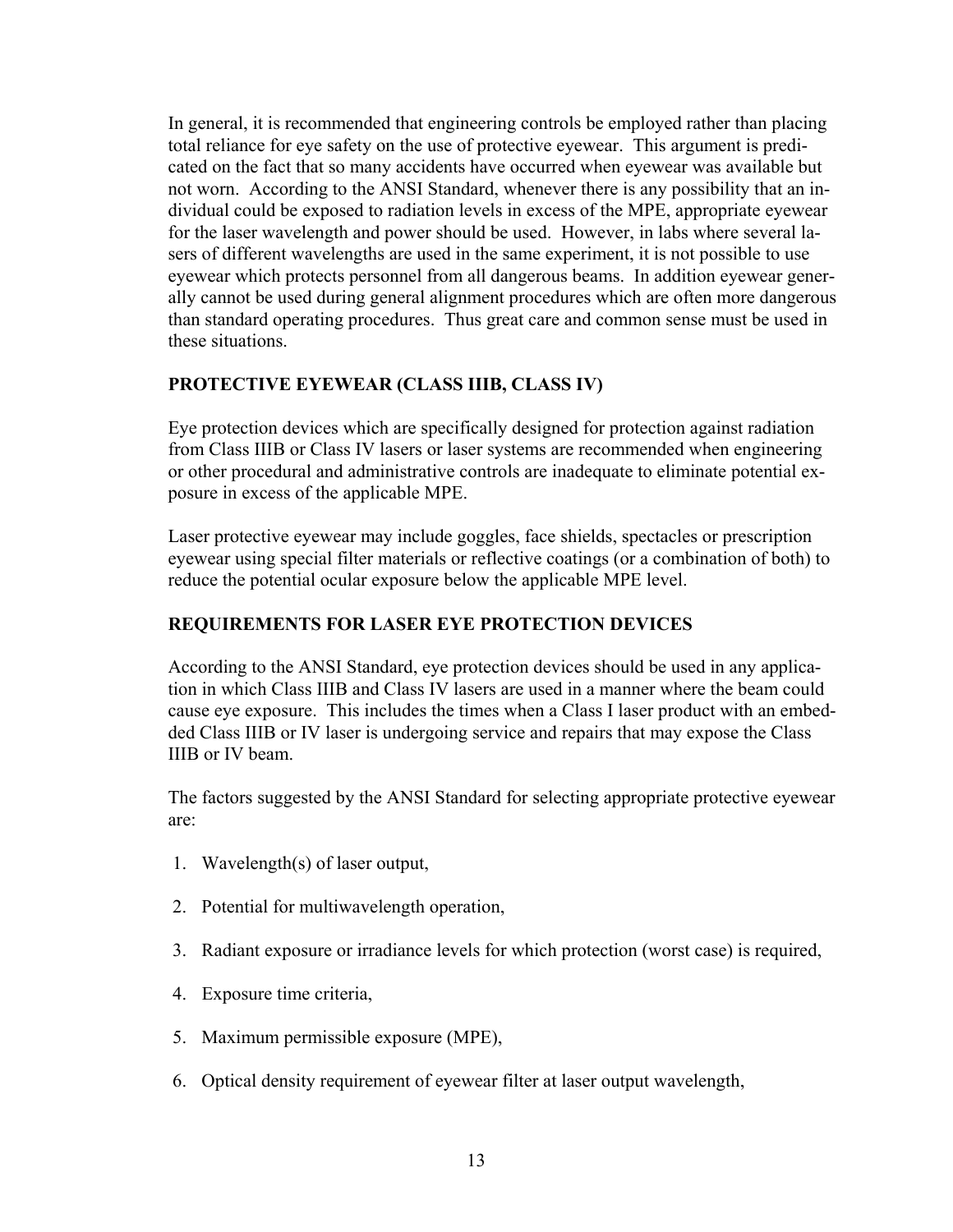In general, it is recommended that engineering controls be employed rather than placing total reliance for eye safety on the use of protective eyewear. This argument is predicated on the fact that so many accidents have occurred when eyewear was available but not worn. According to the ANSI Standard, whenever there is any possibility that an individual could be exposed to radiation levels in excess of the MPE, appropriate eyewear for the laser wavelength and power should be used. However, in labs where several lasers of different wavelengths are used in the same experiment, it is not possible to use eyewear which protects personnel from all dangerous beams. In addition eyewear generally cannot be used during general alignment procedures which are often more dangerous than standard operating procedures. Thus great care and common sense must be used in these situations.

## PROTECTIVE EYEWEAR (CLASS IIIB, CLASS IV)

Eye protection devices which are specifically designed for protection against radiation from Class IIIB or Class IV lasers or laser systems are recommended when engineering or other procedural and administrative controls are inadequate to eliminate potential exposure in excess of the applicable MPE.

Laser protective eyewear may include goggles, face shields, spectacles or prescription eyewear using special filter materials or reflective coatings (or a combination of both) to reduce the potential ocular exposure below the applicable MPE level.

## REQUIREMENTS FOR LASER EYE PROTECTION DEVICES

According to the ANSI Standard, eye protection devices should be used in any application in which Class IIIB and Class IV lasers are used in a manner where the beam could cause eye exposure. This includes the times when a Class I laser product with an embedded Class IIIB or IV laser is undergoing service and repairs that may expose the Class IIIB or IV beam.

The factors suggested by the ANSI Standard for selecting appropriate protective eyewear are:

1. Wavelength(s) of laser output,
2. Potential for multiwavelength operation,
3. Radiant exposure or irradiance levels for which protection (worst case) is required,
4. Exposure time criteria,
5. Maximum permissible exposure (MPE),
6. Optical density requirement of eyewear filter at laser output wavelength,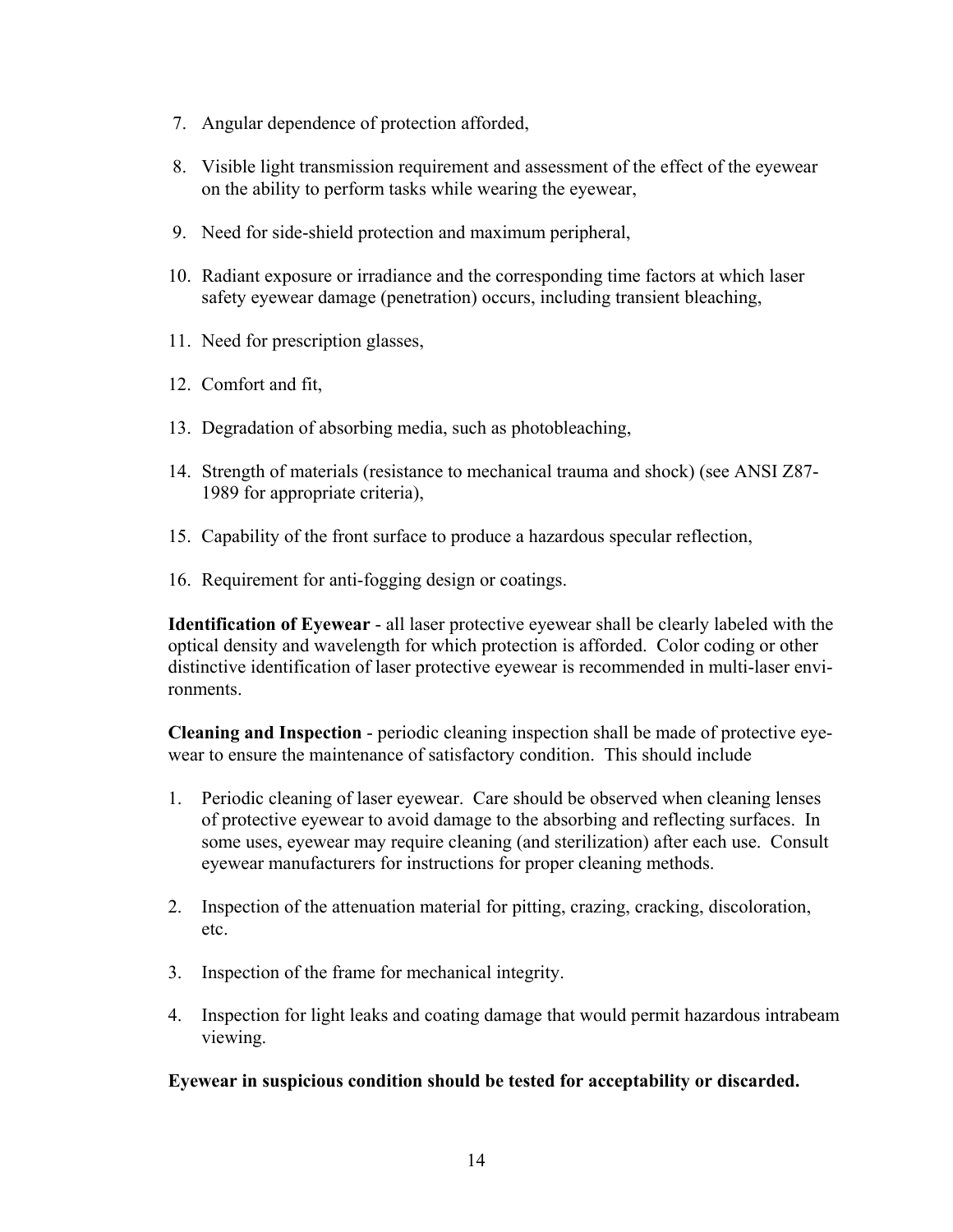7. Angular dependence of protection afforded,

8. Visible light transmission requirement and assessment of the effect of the eyewear on the ability to perform tasks while wearing the eyewear,

9. Need for side-shield protection and maximum peripheral,

10. Radiant exposure or irradiance and the corresponding time factors at which laser safety eyewear damage (penetration) occurs, including transient bleaching,

11. Need for prescription glasses,

12. Comfort and fit,

13. Degradation of absorbing media, such as photobleaching,

14. Strength of materials (resistance to mechanical trauma and shock) (see ANSI Z87-1989 for appropriate criteria),

15. Capability of the front surface to produce a hazardous specular reflection,

16. Requirement for anti-fogging design or coatings.

**Identification of Eyewear** - all laser protective eyewear shall be clearly labeled with the optical density and wavelength for which protection is afforded. Color coding or other distinctive identification of laser protective eyewear is recommended in multi-laser environments.

**Cleaning and Inspection** - periodic cleaning inspection shall be made of protective eyewear to ensure the maintenance of satisfactory condition. This should include

1. Periodic cleaning of laser eyewear. Care should be observed when cleaning lenses of protective eyewear to avoid damage to the absorbing and reflecting surfaces. In some uses, eyewear may require cleaning (and sterilization) after each use. Consult eyewear manufacturers for instructions for proper cleaning methods.

2. Inspection of the attenuation material for pitting, crazing, cracking, discoloration, etc.

3. Inspection of the frame for mechanical integrity.

4. Inspection for light leaks and coating damage that would permit hazardous intrabeam viewing.

**Eyewear in suspicious condition should be tested for acceptability or discarded.**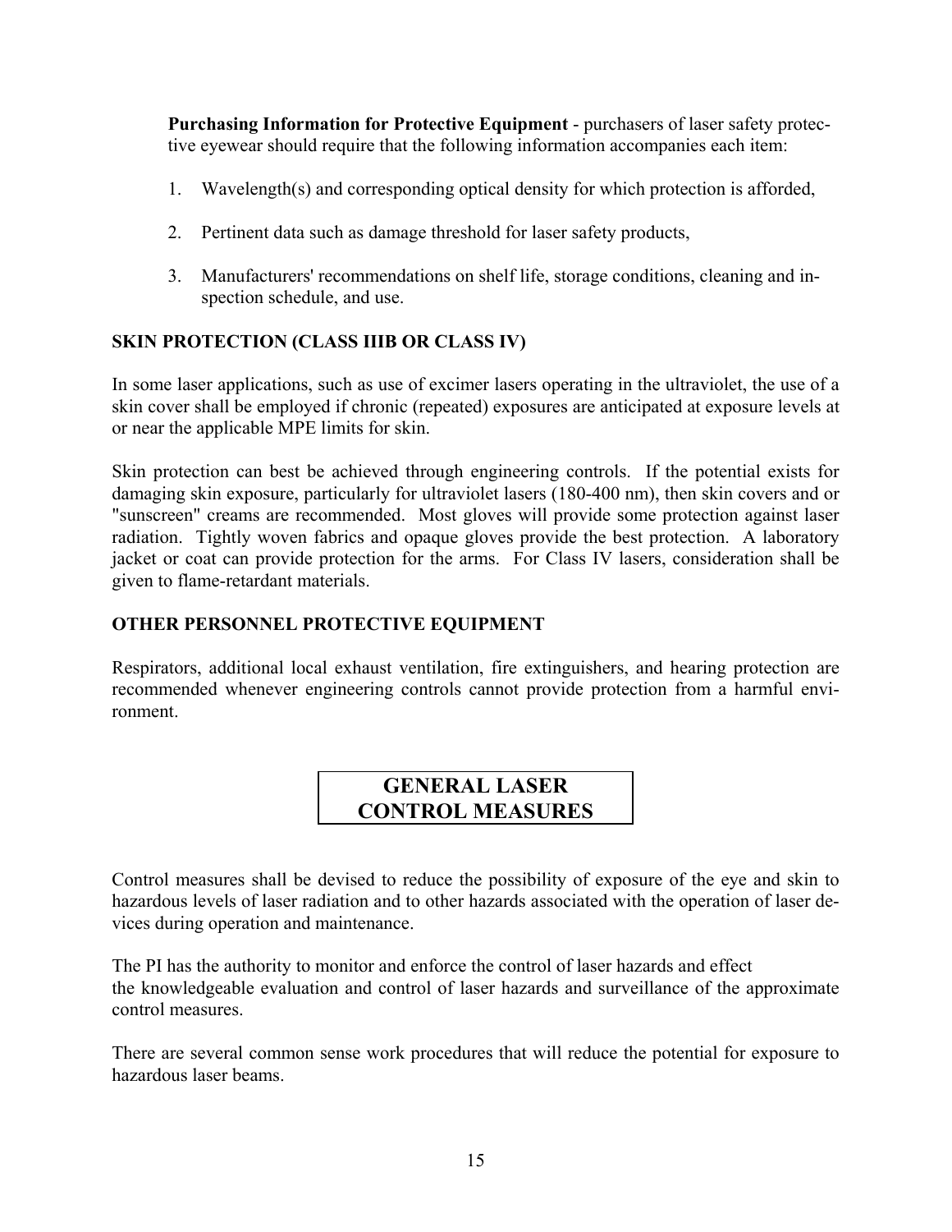**Purchasing Information for Protective Equipment** - purchasers of laser safety protective eyewear should require that the following information accompanies each item:

1. Wavelength(s) and corresponding optical density for which protection is afforded,

2. Pertinent data such as damage threshold for laser safety products,

3. Manufacturers' recommendations on shelf life, storage conditions, cleaning and inspection schedule, and use.

## SKIN PROTECTION (CLASS IIIB OR CLASS IV)

In some laser applications, such as use of excimer lasers operating in the ultraviolet, the use of a skin cover shall be employed if chronic (repeated) exposures are anticipated at exposure levels at or near the applicable MPE limits for skin.

Skin protection can best be achieved through engineering controls. If the potential exists for damaging skin exposure, particularly for ultraviolet lasers (180-400 nm), then skin covers and or "sunscreen" creams are recommended. Most gloves will provide some protection against laser radiation. Tightly woven fabrics and opaque gloves provide the best protection. A laboratory jacket or coat can provide protection for the arms. For Class IV lasers, consideration shall be given to flame-retardant materials.

## OTHER PERSONNEL PROTECTIVE EQUIPMENT

Respirators, additional local exhaust ventilation, fire extinguishers, and hearing protection are recommended whenever engineering controls cannot provide protection from a harmful environment.

# GENERAL LASER CONTROL MEASURES

Control measures shall be devised to reduce the possibility of exposure of the eye and skin to hazardous levels of laser radiation and to other hazards associated with the operation of laser devices during operation and maintenance.

The PI has the authority to monitor and enforce the control of laser hazards and effect the knowledgeable evaluation and control of laser hazards and surveillance of the approximate control measures.

There are several common sense work procedures that will reduce the potential for exposure to hazardous laser beams.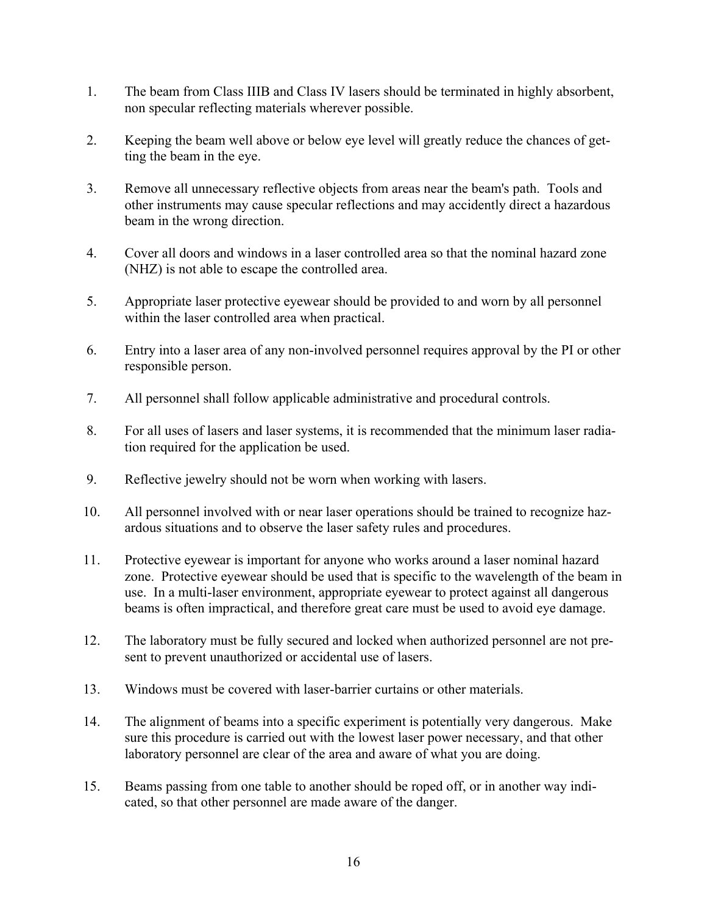1. The beam from Class IIIB and Class IV lasers should be terminated in highly absorbent, non specular reflecting materials wherever possible.

2. Keeping the beam well above or below eye level will greatly reduce the chances of getting the beam in the eye.

3. Remove all unnecessary reflective objects from areas near the beam's path. Tools and other instruments may cause specular reflections and may accidently direct a hazardous beam in the wrong direction.

4. Cover all doors and windows in a laser controlled area so that the nominal hazard zone (NHZ) is not able to escape the controlled area.

5. Appropriate laser protective eyewear should be provided to and worn by all personnel within the laser controlled area when practical.

6. Entry into a laser area of any non-involved personnel requires approval by the PI or other responsible person.

7. All personnel shall follow applicable administrative and procedural controls.

8. For all uses of lasers and laser systems, it is recommended that the minimum laser radiation required for the application be used.

9. Reflective jewelry should not be worn when working with lasers.

10. All personnel involved with or near laser operations should be trained to recognize hazardous situations and to observe the laser safety rules and procedures.

11. Protective eyewear is important for anyone who works around a laser nominal hazard zone. Protective eyewear should be used that is specific to the wavelength of the beam in use. In a multi-laser environment, appropriate eyewear to protect against all dangerous beams is often impractical, and therefore great care must be used to avoid eye damage.

12. The laboratory must be fully secured and locked when authorized personnel are not present to prevent unauthorized or accidental use of lasers.

13. Windows must be covered with laser-barrier curtains or other materials.

14. The alignment of beams into a specific experiment is potentially very dangerous. Make sure this procedure is carried out with the lowest laser power necessary, and that other laboratory personnel are clear of the area and aware of what you are doing.

15. Beams passing from one table to another should be roped off, or in another way indicated, so that other personnel are made aware of the danger.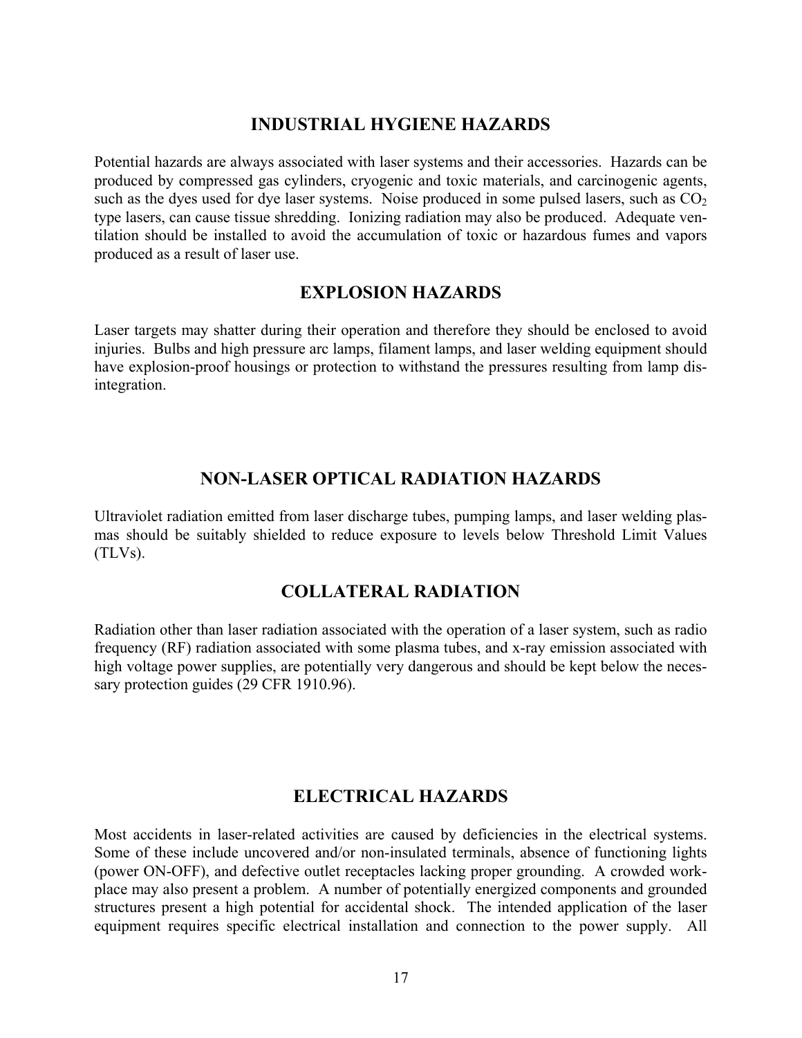## INDUSTRIAL HYGIENE HAZARDS

Potential hazards are always associated with laser systems and their accessories. Hazards can be produced by compressed gas cylinders, cryogenic and toxic materials, and carcinogenic agents, such as the dyes used for dye laser systems. Noise produced in some pulsed lasers, such as $CO_2$ type lasers, can cause tissue shredding. Ionizing radiation may also be produced. Adequate ventilation should be installed to avoid the accumulation of toxic or hazardous fumes and vapors produced as a result of laser use.

## EXPLOSION HAZARDS

Laser targets may shatter during their operation and therefore they should be enclosed to avoid injuries. Bulbs and high pressure arc lamps, filament lamps, and laser welding equipment should have explosion-proof housings or protection to withstand the pressures resulting from lamp disintegration.

## NON-LASER OPTICAL RADIATION HAZARDS

Ultraviolet radiation emitted from laser discharge tubes, pumping lamps, and laser welding plasmas should be suitably shielded to reduce exposure to levels below Threshold Limit Values (TLVs).

## COLLATERAL RADIATION

Radiation other than laser radiation associated with the operation of a laser system, such as radio frequency (RF) radiation associated with some plasma tubes, and x-ray emission associated with high voltage power supplies, are potentially very dangerous and should be kept below the necessary protection guides (29 CFR 1910.96).

## ELECTRICAL HAZARDS

Most accidents in laser-related activities are caused by deficiencies in the electrical systems. Some of these include uncovered and/or non-insulated terminals, absence of functioning lights (power ON-OFF), and defective outlet receptacles lacking proper grounding. A crowded workplace may also present a problem. A number of potentially energized components and grounded structures present a high potential for accidental shock. The intended application of the laser equipment requires specific electrical installation and connection to the power supply. All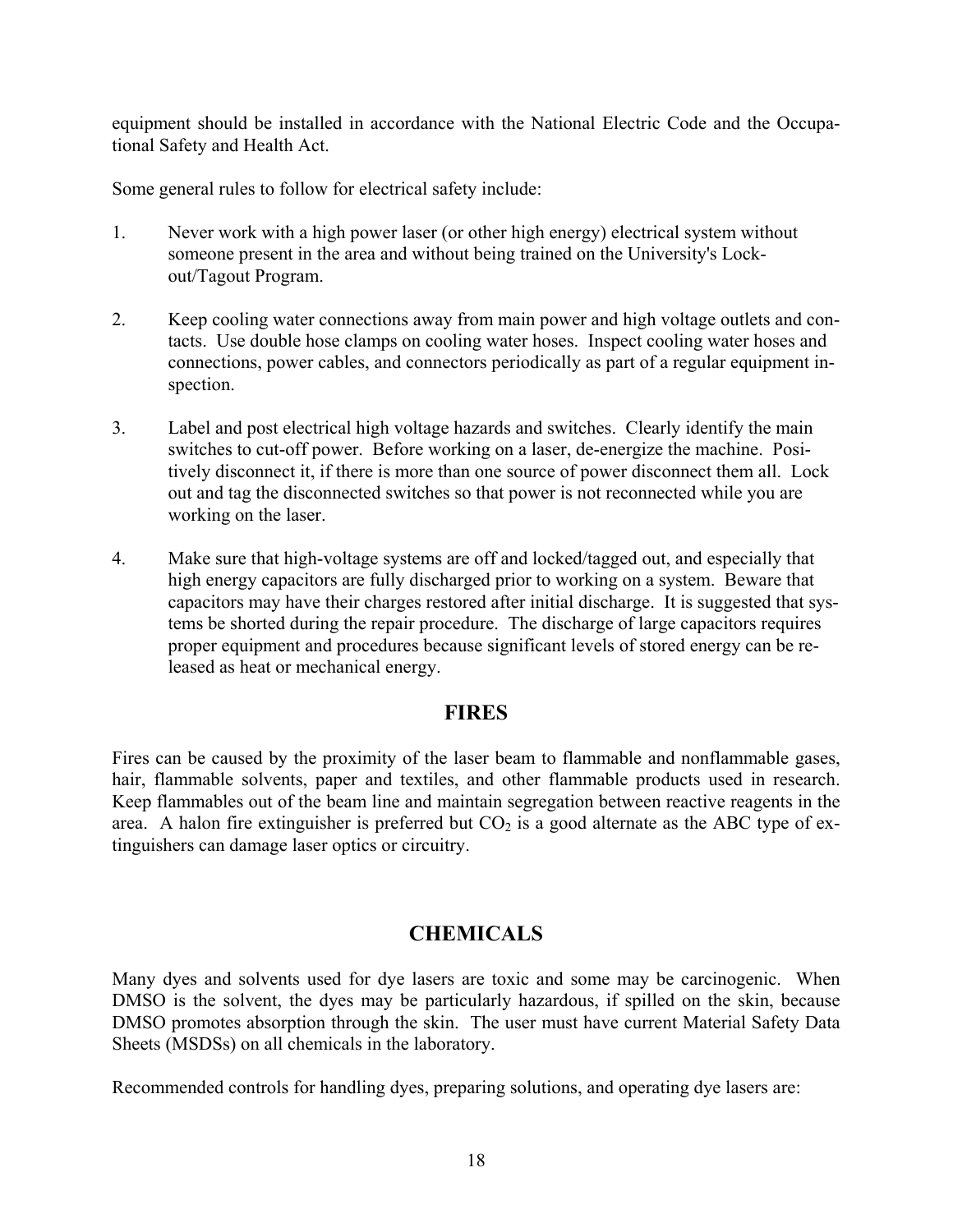equipment should be installed in accordance with the National Electric Code and the Occupational Safety and Health Act.

Some general rules to follow for electrical safety include:

1. Never work with a high power laser (or other high energy) electrical system without someone present in the area and without being trained on the University's Lock-out/Tagout Program.

2. Keep cooling water connections away from main power and high voltage outlets and contacts. Use double hose clamps on cooling water hoses. Inspect cooling water hoses and connections, power cables, and connectors periodically as part of a regular equipment inspection.

3. Label and post electrical high voltage hazards and switches. Clearly identify the main switches to cut-off power. Before working on a laser, de-energize the machine. Positively disconnect it, if there is more than one source of power disconnect them all. Lock out and tag the disconnected switches so that power is not reconnected while you are working on the laser.

4. Make sure that high-voltage systems are off and locked/tagged out, and especially that high energy capacitors are fully discharged prior to working on a system. Beware that capacitors may have their charges restored after initial discharge. It is suggested that systems be shorted during the repair procedure. The discharge of large capacitors requires proper equipment and procedures because significant levels of stored energy can be released as heat or mechanical energy.

## FIRES

Fires can be caused by the proximity of the laser beam to flammable and nonflammable gases, hair, flammable solvents, paper and textiles, and other flammable products used in research. Keep flammables out of the beam line and maintain segregation between reactive reagents in the area. A halon fire extinguisher is preferred but $CO_2$ is a good alternate as the ABC type of extinguishers can damage laser optics or circuitry.

## CHEMICALS

Many dyes and solvents used for dye lasers are toxic and some may be carcinogenic. When DMSO is the solvent, the dyes may be particularly hazardous, if spilled on the skin, because DMSO promotes absorption through the skin. The user must have current Material Safety Data Sheets (MSDSs) on all chemicals in the laboratory.

Recommended controls for handling dyes, preparing solutions, and operating dye lasers are: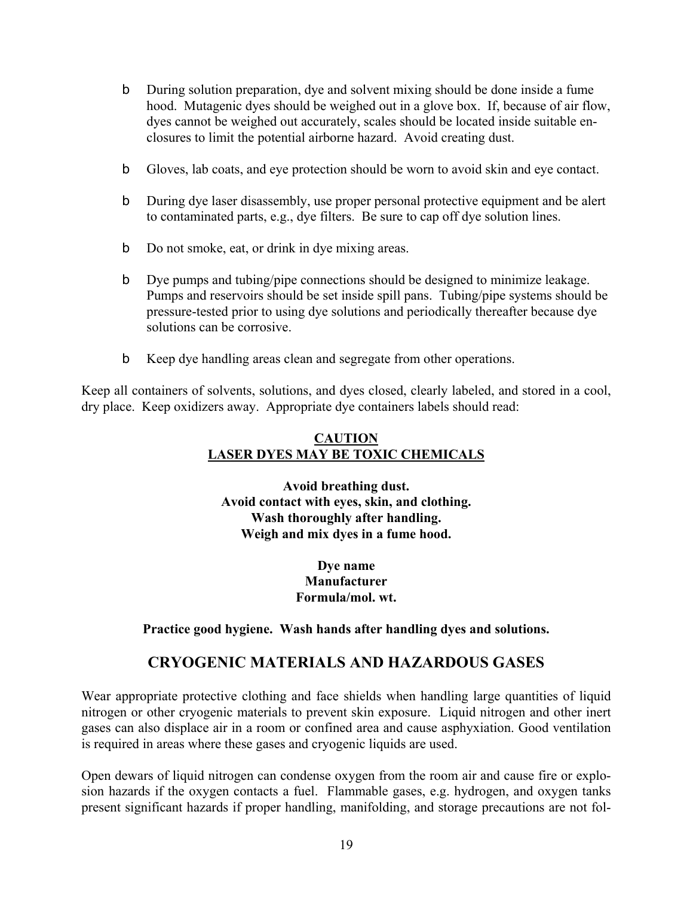- During solution preparation, dye and solvent mixing should be done inside a fume hood. Mutagenic dyes should be weighed out in a glove box. If, because of air flow, dyes cannot be weighed out accurately, scales should be located inside suitable enclosures to limit the potential airborne hazard. Avoid creating dust.

- Gloves, lab coats, and eye protection should be worn to avoid skin and eye contact.

- During dye laser disassembly, use proper personal protective equipment and be alert to contaminated parts, e.g., dye filters. Be sure to cap off dye solution lines.

- Do not smoke, eat, or drink in dye mixing areas.

- Dye pumps and tubing/pipe connections should be designed to minimize leakage. Pumps and reservoirs should be set inside spill pans. Tubing/pipe systems should be pressure-tested prior to using dye solutions and periodically thereafter because dye solutions can be corrosive.

- Keep dye handling areas clean and segregate from other operations.

Keep all containers of solvents, solutions, and dyes closed, clearly labeled, and stored in a cool, dry place. Keep oxidizers away. Appropriate dye containers labels should read:

**CAUTION**
**LASER DYES MAY BE TOXIC CHEMICALS**

**Avoid breathing dust.**
**Avoid contact with eyes, skin, and clothing.**
**Wash thoroughly after handling.**
**Weigh and mix dyes in a fume hood.**

**Dye name**
**Manufacturer**
**Formula/mol. wt.**

**Practice good hygiene. Wash hands after handling dyes and solutions.**

## CRYOGENIC MATERIALS AND HAZARDOUS GASES

Wear appropriate protective clothing and face shields when handling large quantities of liquid nitrogen or other cryogenic materials to prevent skin exposure. Liquid nitrogen and other inert gases can also displace air in a room or confined area and cause asphyxiation. Good ventilation is required in areas where these gases and cryogenic liquids are used.

Open dewars of liquid nitrogen can condense oxygen from the room air and cause fire or explosion hazards if the oxygen contacts a fuel. Flammable gases, e.g. hydrogen, and oxygen tanks present significant hazards if proper handling, manifolding, and storage precautions are not fol-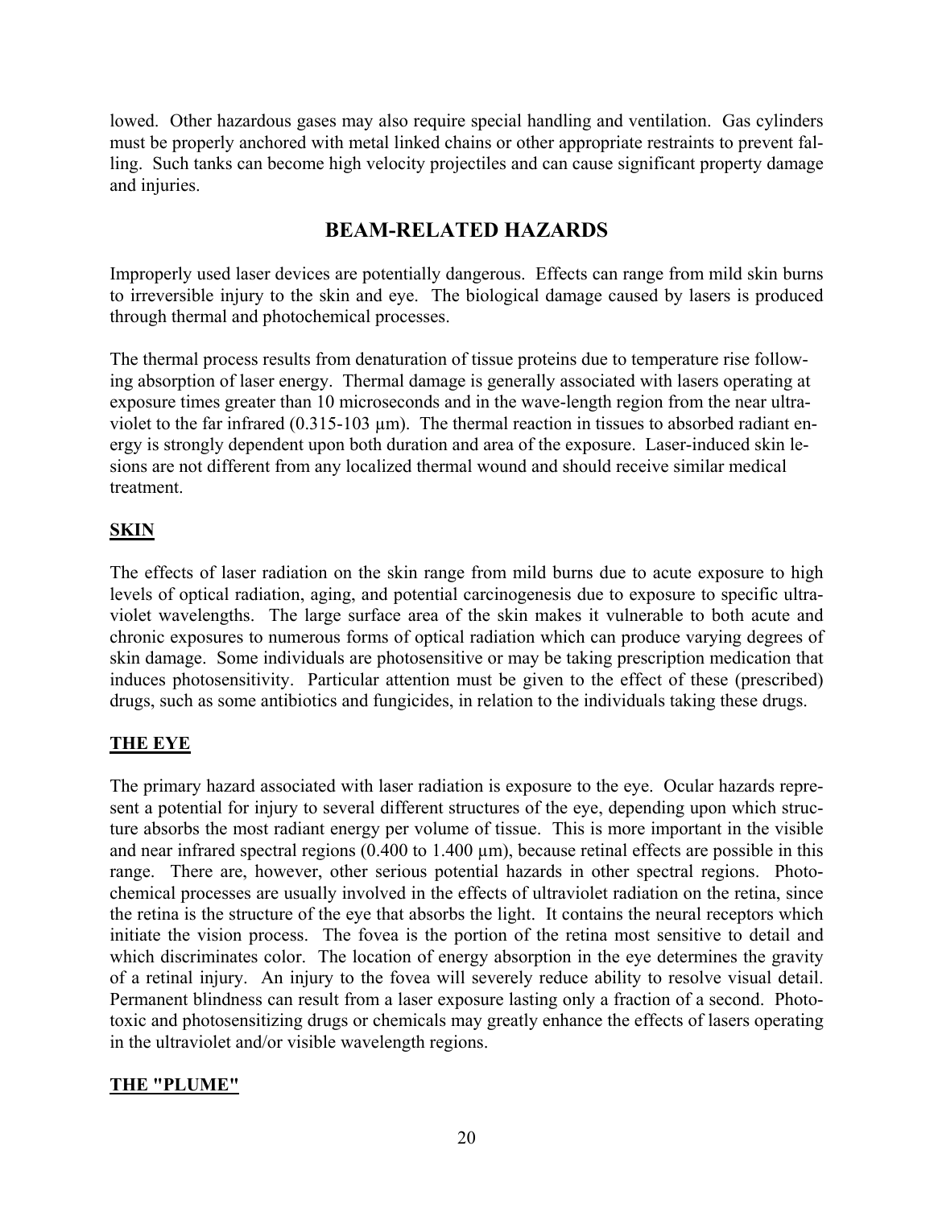lowed. Other hazardous gases may also require special handling and ventilation. Gas cylinders must be properly anchored with metal linked chains or other appropriate restraints to prevent falling. Such tanks can become high velocity projectiles and can cause significant property damage and injuries.

## BEAM-RELATED HAZARDS

Improperly used laser devices are potentially dangerous. Effects can range from mild skin burns to irreversible injury to the skin and eye. The biological damage caused by lasers is produced through thermal and photochemical processes.

The thermal process results from denaturation of tissue proteins due to temperature rise following absorption of laser energy. Thermal damage is generally associated with lasers operating at exposure times greater than 10 microseconds and in the wave-length region from the near ultraviolet to the far infrared (0.315-103 µm). The thermal reaction in tissues to absorbed radiant energy is strongly dependent upon both duration and area of the exposure. Laser-induced skin lesions are not different from any localized thermal wound and should receive similar medical treatment.

### SKIN

The effects of laser radiation on the skin range from mild burns due to acute exposure to high levels of optical radiation, aging, and potential carcinogenesis due to exposure to specific ultraviolet wavelengths. The large surface area of the skin makes it vulnerable to both acute and chronic exposures to numerous forms of optical radiation which can produce varying degrees of skin damage. Some individuals are photosensitive or may be taking prescription medication that induces photosensitivity. Particular attention must be given to the effect of these (prescribed) drugs, such as some antibiotics and fungicides, in relation to the individuals taking these drugs.

### THE EYE

The primary hazard associated with laser radiation is exposure to the eye. Ocular hazards represent a potential for injury to several different structures of the eye, depending upon which structure absorbs the most radiant energy per volume of tissue. This is more important in the visible and near infrared spectral regions (0.400 to 1.400 µm), because retinal effects are possible in this range. There are, however, other serious potential hazards in other spectral regions. Photochemical processes are usually involved in the effects of ultraviolet radiation on the retina, since the retina is the structure of the eye that absorbs the light. It contains the neural receptors which initiate the vision process. The fovea is the portion of the retina most sensitive to detail and which discriminates color. The location of energy absorption in the eye determines the gravity of a retinal injury. An injury to the fovea will severely reduce ability to resolve visual detail. Permanent blindness can result from a laser exposure lasting only a fraction of a second. Phototoxic and photosensitizing drugs or chemicals may greatly enhance the effects of lasers operating in the ultraviolet and/or visible wavelength regions.

### THE "PLUME"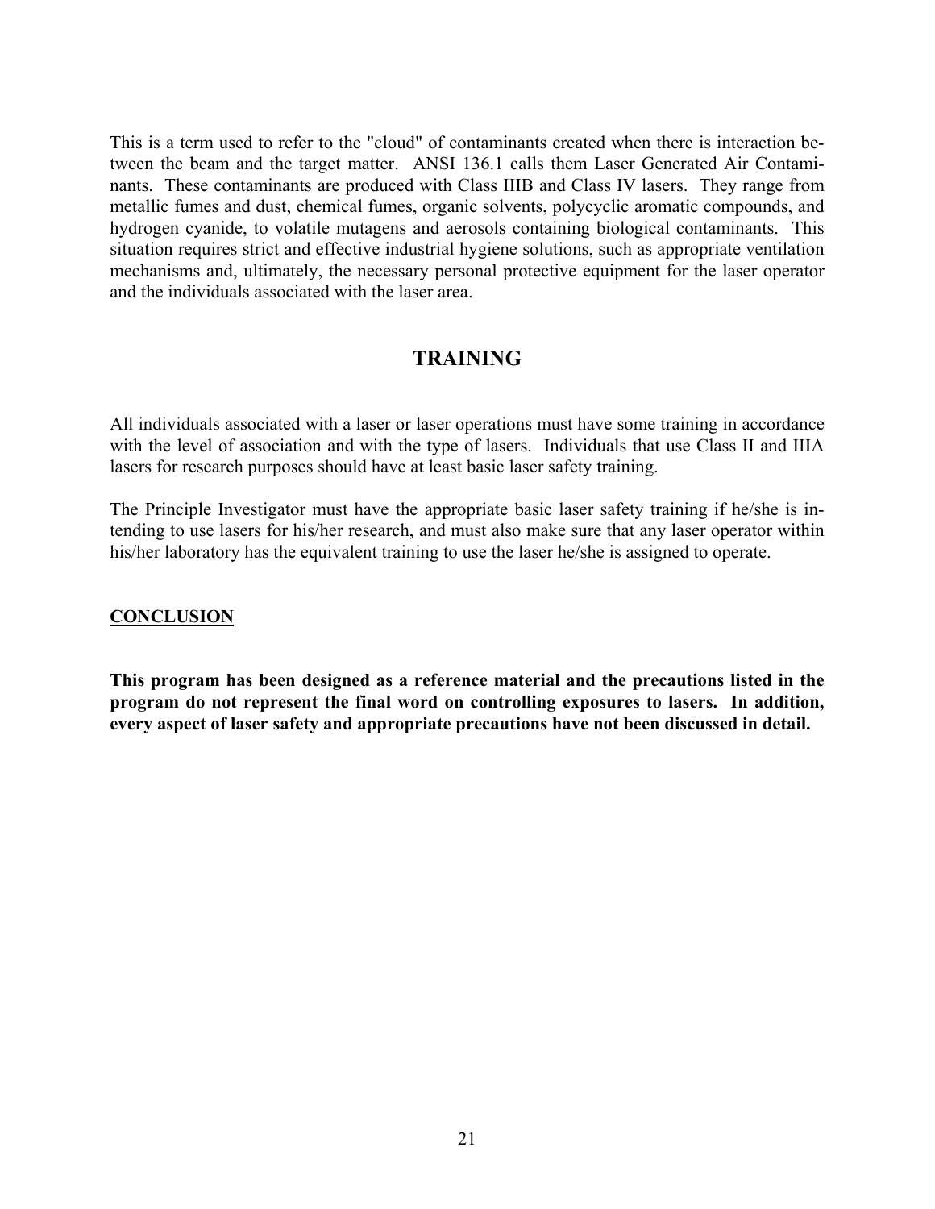This is a term used to refer to the "cloud" of contaminants created when there is interaction between the beam and the target matter. ANSI 136.1 calls them Laser Generated Air Contaminants. These contaminants are produced with Class IIIB and Class IV lasers. They range from metallic fumes and dust, chemical fumes, organic solvents, polycyclic aromatic compounds, and hydrogen cyanide, to volatile mutagens and aerosols containing biological contaminants. This situation requires strict and effective industrial hygiene solutions, such as appropriate ventilation mechanisms and, ultimately, the necessary personal protective equipment for the laser operator and the individuals associated with the laser area.

## TRAINING

All individuals associated with a laser or laser operations must have some training in accordance with the level of association and with the type of lasers. Individuals that use Class II and IIIA lasers for research purposes should have at least basic laser safety training.

The Principle Investigator must have the appropriate basic laser safety training if he/she is intending to use lasers for his/her research, and must also make sure that any laser operator within his/her laboratory has the equivalent training to use the laser he/she is assigned to operate.

### CONCLUSION

**This program has been designed as a reference material and the precautions listed in the program do not represent the final word on controlling exposures to lasers. In addition, every aspect of laser safety and appropriate precautions have not been discussed in detail.**